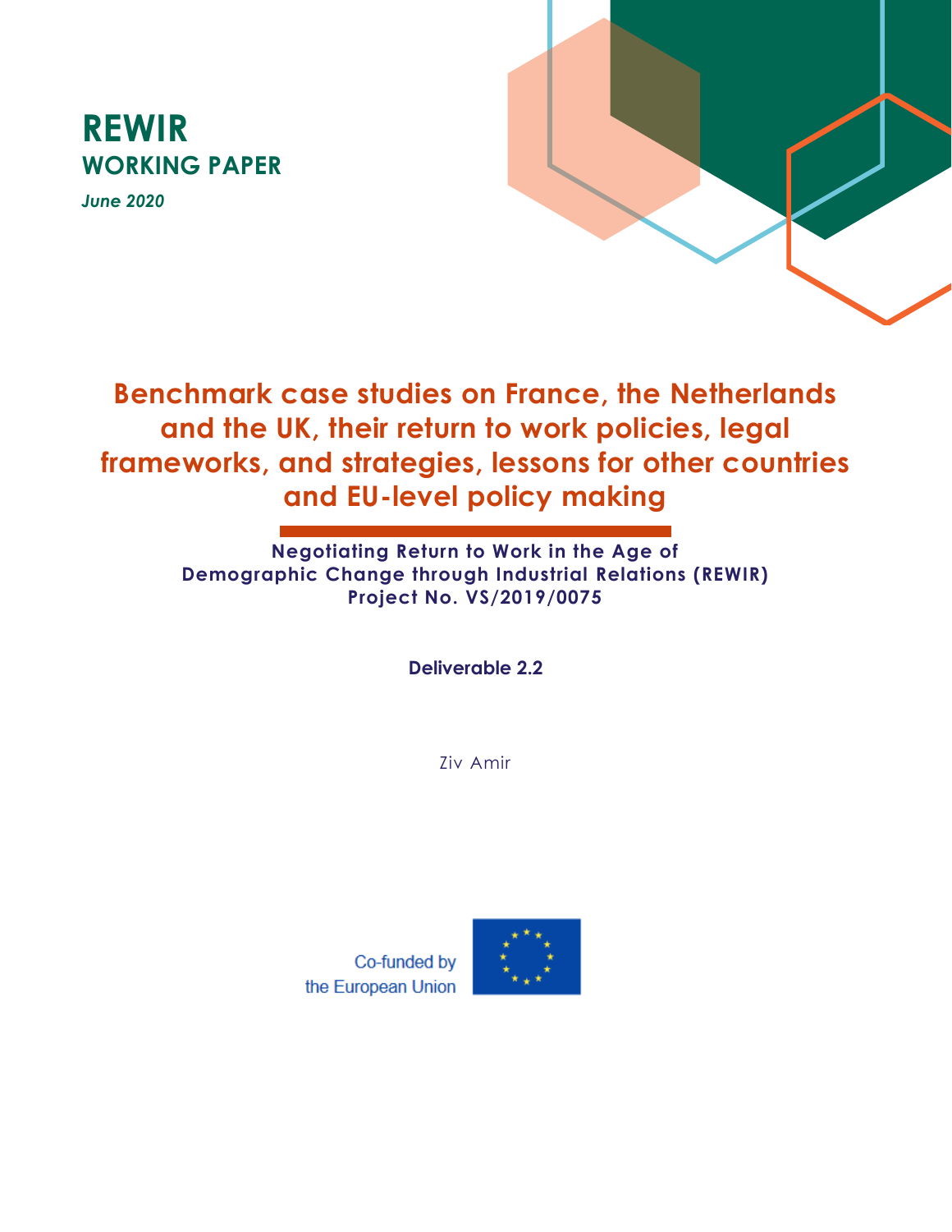**REWIR**

**WORKING PAPER**

***June 2020***

# Benchmark case studies on France, the Netherlands and the UK, their return to work policies, legal frameworks, and strategies, lessons for other countries and EU-level policy making

**Negotiating Return to Work in the Age of Demographic Change through Industrial Relations (REWIR) Project No. VS/2019/0075**

**Deliverable 2.2**

Ziv Amir

Co-funded by the European Union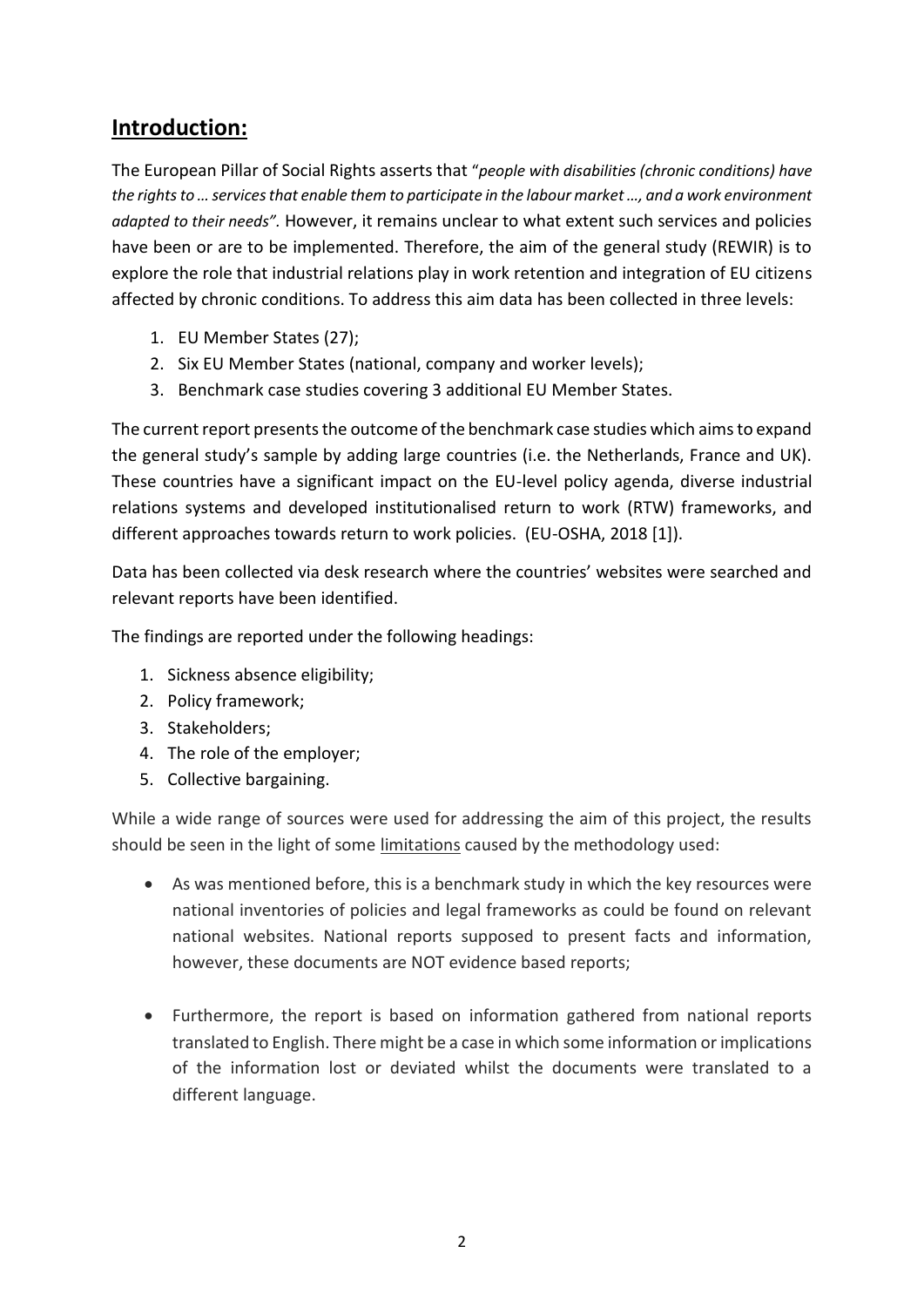## **Introduction:**

The European Pillar of Social Rights asserts that "*people with disabilities (chronic conditions) have the rights to … services that enable them to participate in the labour market …, and a work environment adapted to their needs".* However, it remains unclear to what extent such services and policies have been or are to be implemented. Therefore, the aim of the general study (REWIR) is to explore the role that industrial relations play in work retention and integration of EU citizens affected by chronic conditions. To address this aim data has been collected in three levels:

1. EU Member States (27);
2. Six EU Member States (national, company and worker levels);
3. Benchmark case studies covering 3 additional EU Member States.

The current report presents the outcome of the benchmark case studies which aims to expand the general study's sample by adding large countries (i.e. the Netherlands, France and UK). These countries have a significant impact on the EU-level policy agenda, diverse industrial relations systems and developed institutionalised return to work (RTW) frameworks, and different approaches towards return to work policies. (EU-OSHA, 2018 [1]).

Data has been collected via desk research where the countries' websites were searched and relevant reports have been identified.

The findings are reported under the following headings:

1. Sickness absence eligibility;
2. Policy framework;
3. Stakeholders;
4. The role of the employer;
5. Collective bargaining.

While a wide range of sources were used for addressing the aim of this project, the results should be seen in the light of some <u>limitations</u> caused by the methodology used:

- As was mentioned before, this is a benchmark study in which the key resources were national inventories of policies and legal frameworks as could be found on relevant national websites. National reports supposed to present facts and information, however, these documents are NOT evidence based reports;

- Furthermore, the report is based on information gathered from national reports translated to English. There might be a case in which some information or implications of the information lost or deviated whilst the documents were translated to a different language.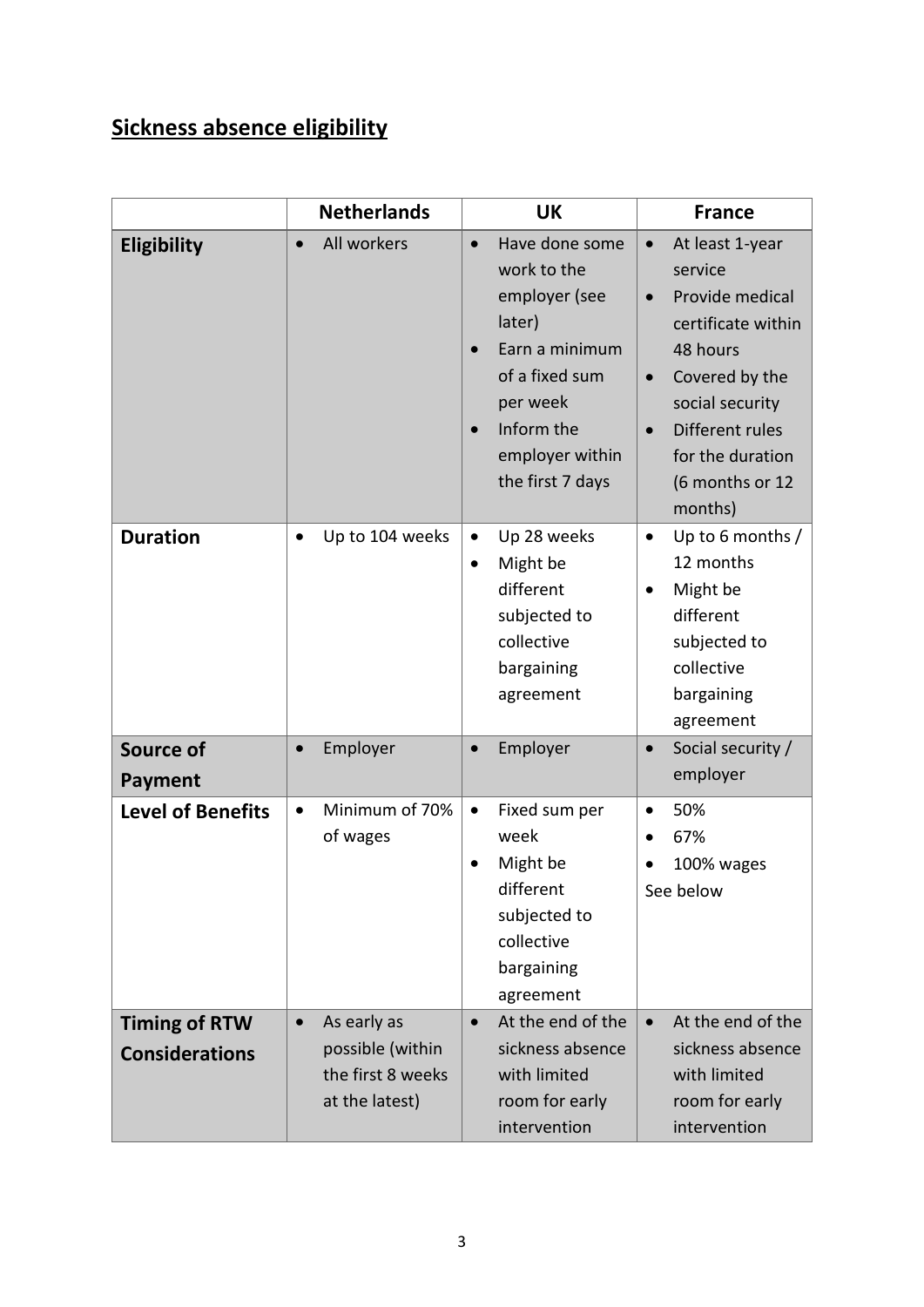## Sickness absence eligibility

| | Netherlands | UK | France |
|---|---|---|---|
| **Eligibility** | • All workers | • Have done some work to the employer (see later)<br>• Earn a minimum of a fixed sum per week<br>• Inform the employer within the first 7 days | • At least 1-year service<br>• Provide medical certificate within 48 hours<br>• Covered by the social security<br>• Different rules for the duration (6 months or 12 months) |
| **Duration** | • Up to 104 weeks | • Up 28 weeks<br>• Might be different subjected to collective bargaining agreement | • Up to 6 months / 12 months<br>• Might be different subjected to collective bargaining agreement |
| **Source of Payment** | • Employer | • Employer | • Social security / employer |
| **Level of Benefits** | • Minimum of 70% of wages | • Fixed sum per week<br>• Might be different subjected to collective bargaining agreement | • 50%<br>• 67%<br>• 100% wages<br>See below |
| **Timing of RTW Considerations** | • As early as possible (within the first 8 weeks at the latest) | • At the end of the sickness absence with limited room for early intervention | • At the end of the sickness absence with limited room for early intervention |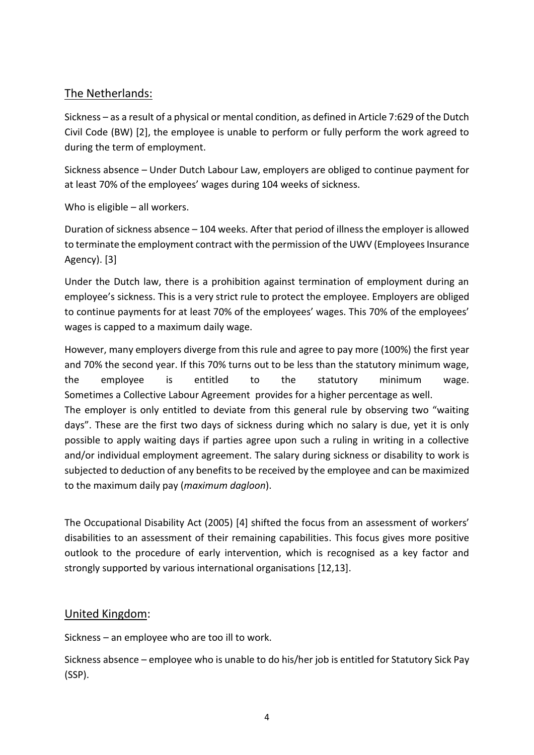## The Netherlands:

Sickness – as a result of a physical or mental condition, as defined in Article 7:629 of the Dutch Civil Code (BW) [2], the employee is unable to perform or fully perform the work agreed to during the term of employment.

Sickness absence – Under Dutch Labour Law, employers are obliged to continue payment for at least 70% of the employees' wages during 104 weeks of sickness.

Who is eligible – all workers.

Duration of sickness absence – 104 weeks. After that period of illness the employer is allowed to terminate the employment contract with the permission of the UWV (Employees Insurance Agency). [3]

Under the Dutch law, there is a prohibition against termination of employment during an employee's sickness. This is a very strict rule to protect the employee. Employers are obliged to continue payments for at least 70% of the employees' wages. This 70% of the employees' wages is capped to a maximum daily wage.

However, many employers diverge from this rule and agree to pay more (100%) the first year and 70% the second year. If this 70% turns out to be less than the statutory minimum wage, the employee is entitled to the statutory minimum wage. Sometimes a Collective Labour Agreement provides for a higher percentage as well.
The employer is only entitled to deviate from this general rule by observing two "waiting days". These are the first two days of sickness during which no salary is due, yet it is only possible to apply waiting days if parties agree upon such a ruling in writing in a collective and/or individual employment agreement. The salary during sickness or disability to work is subjected to deduction of any benefits to be received by the employee and can be maximized to the maximum daily pay (*maximum dagloon*).

The Occupational Disability Act (2005) [4] shifted the focus from an assessment of workers' disabilities to an assessment of their remaining capabilities. This focus gives more positive outlook to the procedure of early intervention, which is recognised as a key factor and strongly supported by various international organisations [12,13].

## United Kingdom:

Sickness – an employee who are too ill to work.

Sickness absence – employee who is unable to do his/her job is entitled for Statutory Sick Pay (SSP).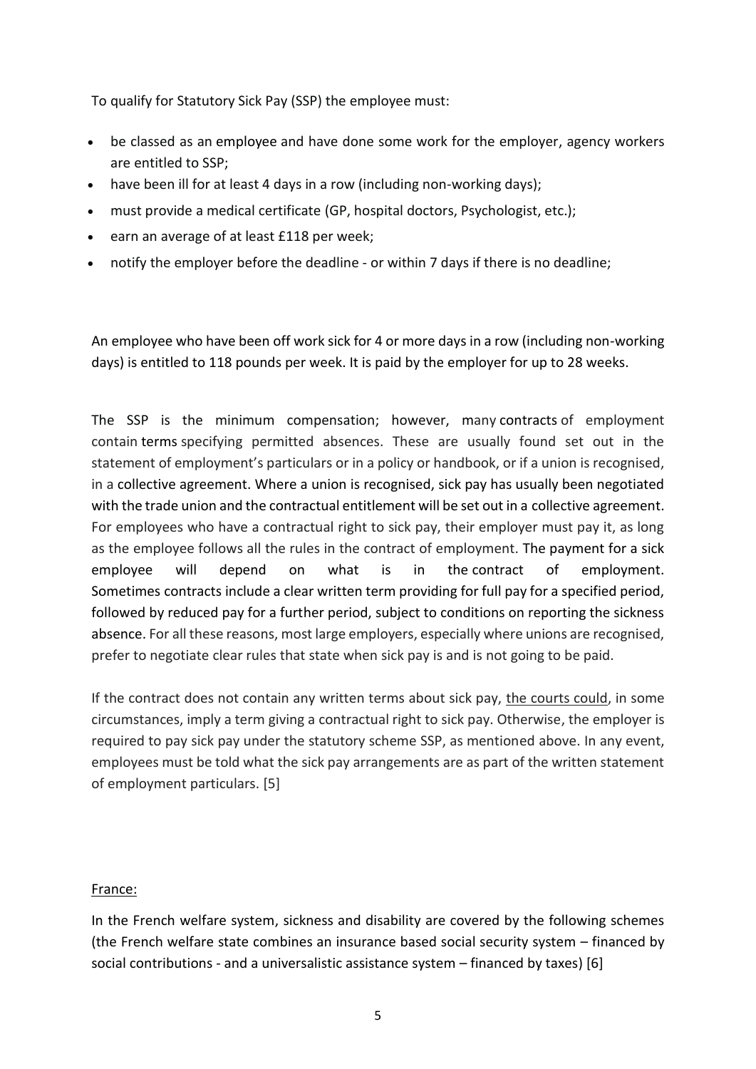To qualify for Statutory Sick Pay (SSP) the employee must:

- be classed as an employee and have done some work for the employer, agency workers are entitled to SSP;
- have been ill for at least 4 days in a row (including non-working days);
- must provide a medical certificate (GP, hospital doctors, Psychologist, etc.);
- earn an average of at least £118 per week;
- notify the employer before the deadline - or within 7 days if there is no deadline;

An employee who have been off work sick for 4 or more days in a row (including non-working days) is entitled to 118 pounds per week. It is paid by the employer for up to 28 weeks.

The SSP is the minimum compensation; however, many contracts of employment contain terms specifying permitted absences. These are usually found set out in the statement of employment's particulars or in a policy or handbook, or if a union is recognised, in a collective agreement. Where a union is recognised, sick pay has usually been negotiated with the trade union and the contractual entitlement will be set out in a collective agreement. For employees who have a contractual right to sick pay, their employer must pay it, as long as the employee follows all the rules in the contract of employment. The payment for a sick employee will depend on what is in the contract of employment. Sometimes contracts include a clear written term providing for full pay for a specified period, followed by reduced pay for a further period, subject to conditions on reporting the sickness absence. For all these reasons, most large employers, especially where unions are recognised, prefer to negotiate clear rules that state when sick pay is and is not going to be paid.

If the contract does not contain any written terms about sick pay, the courts could, in some circumstances, imply a term giving a contractual right to sick pay. Otherwise, the employer is required to pay sick pay under the statutory scheme SSP, as mentioned above. In any event, employees must be told what the sick pay arrangements are as part of the written statement of employment particulars. [5]

France:

In the French welfare system, sickness and disability are covered by the following schemes (the French welfare state combines an insurance based social security system – financed by social contributions - and a universalistic assistance system – financed by taxes) [6]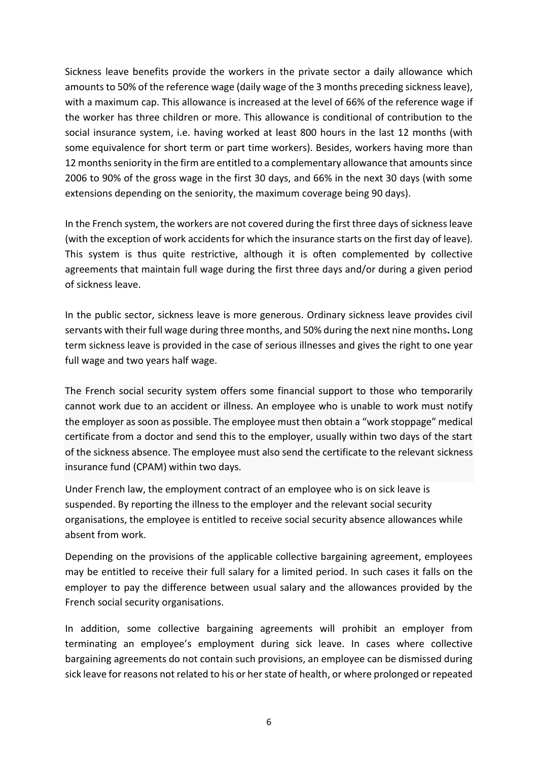Sickness leave benefits provide the workers in the private sector a daily allowance which amounts to 50% of the reference wage (daily wage of the 3 months preceding sickness leave), with a maximum cap. This allowance is increased at the level of 66% of the reference wage if the worker has three children or more. This allowance is conditional of contribution to the social insurance system, i.e. having worked at least 800 hours in the last 12 months (with some equivalence for short term or part time workers). Besides, workers having more than 12 months seniority in the firm are entitled to a complementary allowance that amounts since 2006 to 90% of the gross wage in the first 30 days, and 66% in the next 30 days (with some extensions depending on the seniority, the maximum coverage being 90 days).

In the French system, the workers are not covered during the first three days of sickness leave (with the exception of work accidents for which the insurance starts on the first day of leave). This system is thus quite restrictive, although it is often complemented by collective agreements that maintain full wage during the first three days and/or during a given period of sickness leave.

In the public sector, sickness leave is more generous. Ordinary sickness leave provides civil servants with their full wage during three months, and 50% during the next nine months**.** Long term sickness leave is provided in the case of serious illnesses and gives the right to one year full wage and two years half wage.

The French social security system offers some financial support to those who temporarily cannot work due to an accident or illness. An employee who is unable to work must notify the employer as soon as possible. The employee must then obtain a "work stoppage" medical certificate from a doctor and send this to the employer, usually within two days of the start of the sickness absence. The employee must also send the certificate to the relevant sickness insurance fund (CPAM) within two days.

Under French law, the employment contract of an employee who is on sick leave is suspended. By reporting the illness to the employer and the relevant social security organisations, the employee is entitled to receive social security absence allowances while absent from work.

Depending on the provisions of the applicable collective bargaining agreement, employees may be entitled to receive their full salary for a limited period. In such cases it falls on the employer to pay the difference between usual salary and the allowances provided by the French social security organisations.

In addition, some collective bargaining agreements will prohibit an employer from terminating an employee's employment during sick leave. In cases where collective bargaining agreements do not contain such provisions, an employee can be dismissed during sick leave for reasons not related to his or her state of health, or where prolonged or repeated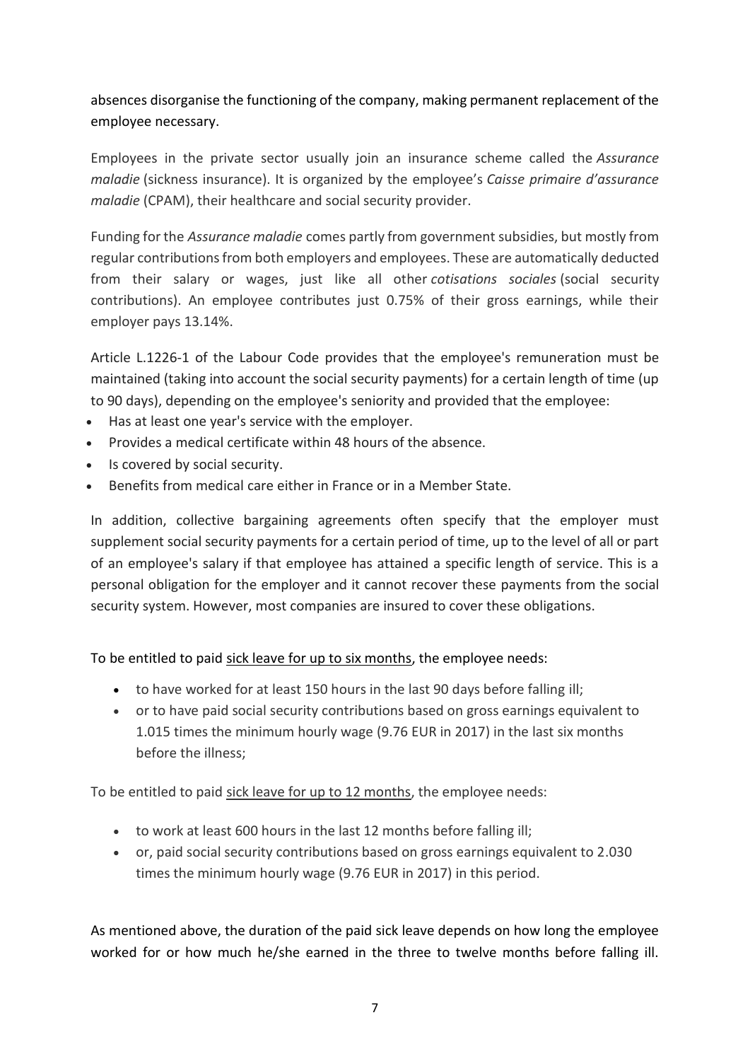absences disorganise the functioning of the company, making permanent replacement of the employee necessary.

Employees in the private sector usually join an insurance scheme called the *Assurance maladie* (sickness insurance). It is organized by the employee's *Caisse primaire d'assurance maladie* (CPAM), their healthcare and social security provider.

Funding for the *Assurance maladie* comes partly from government subsidies, but mostly from regular contributions from both employers and employees. These are automatically deducted from their salary or wages, just like all other *cotisations sociales* (social security contributions). An employee contributes just 0.75% of their gross earnings, while their employer pays 13.14%.

Article L.1226-1 of the Labour Code provides that the employee's remuneration must be maintained (taking into account the social security payments) for a certain length of time (up to 90 days), depending on the employee's seniority and provided that the employee:

- Has at least one year's service with the employer.
- Provides a medical certificate within 48 hours of the absence.
- Is covered by social security.
- Benefits from medical care either in France or in a Member State.

In addition, collective bargaining agreements often specify that the employer must supplement social security payments for a certain period of time, up to the level of all or part of an employee's salary if that employee has attained a specific length of service. This is a personal obligation for the employer and it cannot recover these payments from the social security system. However, most companies are insured to cover these obligations.

To be entitled to paid sick leave for up to six months, the employee needs:

- to have worked for at least 150 hours in the last 90 days before falling ill;
- or to have paid social security contributions based on gross earnings equivalent to 1.015 times the minimum hourly wage (9.76 EUR in 2017) in the last six months before the illness;

To be entitled to paid sick leave for up to 12 months, the employee needs:

- to work at least 600 hours in the last 12 months before falling ill;
- or, paid social security contributions based on gross earnings equivalent to 2.030 times the minimum hourly wage (9.76 EUR in 2017) in this period.

As mentioned above, the duration of the paid sick leave depends on how long the employee worked for or how much he/she earned in the three to twelve months before falling ill.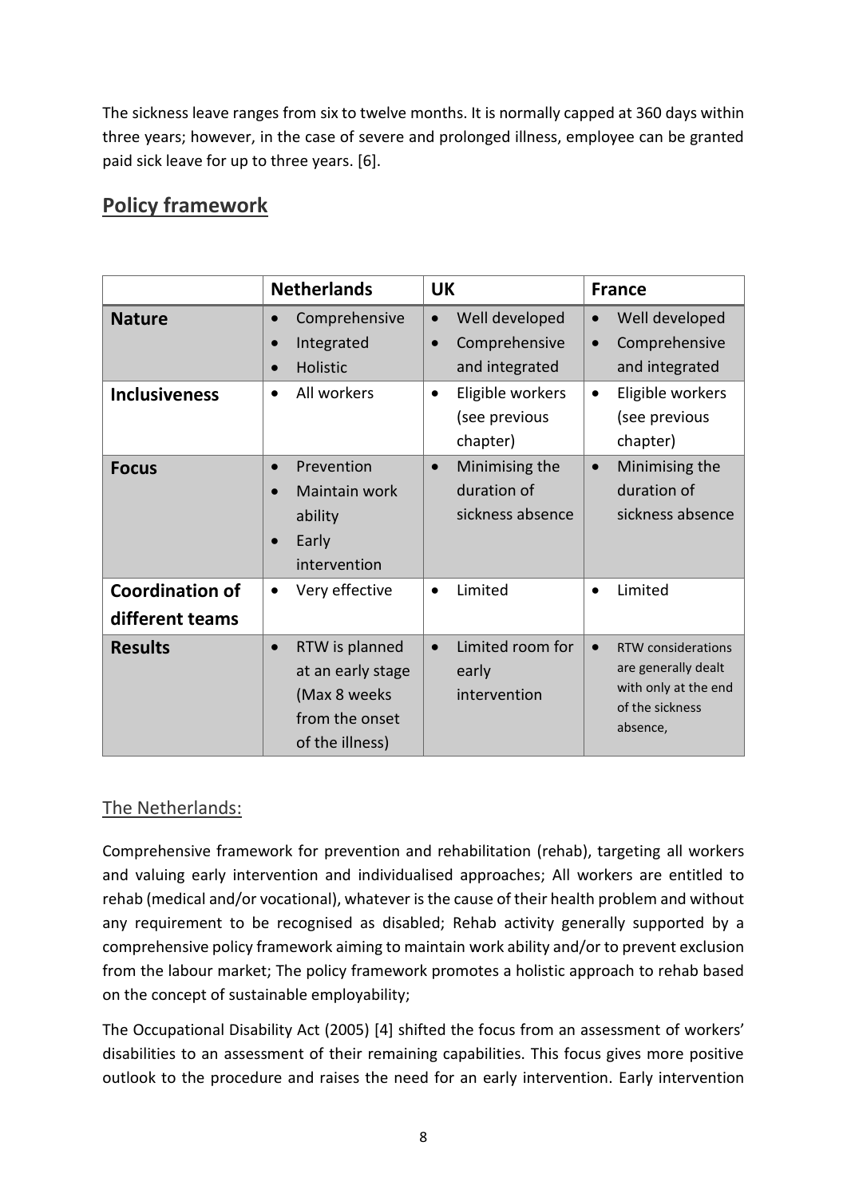The sickness leave ranges from six to twelve months. It is normally capped at 360 days within three years; however, in the case of severe and prolonged illness, employee can be granted paid sick leave for up to three years. [6].

## Policy framework

| | Netherlands | UK | France |
|---|---|---|---|
| **Nature** | • Comprehensive<br>• Integrated<br>• Holistic | • Well developed<br>• Comprehensive and integrated | • Well developed<br>• Comprehensive and integrated |
| **Inclusiveness** | • All workers | • Eligible workers (see previous chapter) | • Eligible workers (see previous chapter) |
| **Focus** | • Prevention<br>• Maintain work ability<br>• Early intervention | • Minimising the duration of sickness absence | • Minimising the duration of sickness absence |
| **Coordination of different teams** | • Very effective | • Limited | • Limited |
| **Results** | • RTW is planned at an early stage (Max 8 weeks from the onset of the illness) | • Limited room for early intervention | • RTW considerations are generally dealt with only at the end of the sickness absence, |

### The Netherlands:

Comprehensive framework for prevention and rehabilitation (rehab), targeting all workers and valuing early intervention and individualised approaches; All workers are entitled to rehab (medical and/or vocational), whatever is the cause of their health problem and without any requirement to be recognised as disabled; Rehab activity generally supported by a comprehensive policy framework aiming to maintain work ability and/or to prevent exclusion from the labour market; The policy framework promotes a holistic approach to rehab based on the concept of sustainable employability;

The Occupational Disability Act (2005) [4] shifted the focus from an assessment of workers' disabilities to an assessment of their remaining capabilities. This focus gives more positive outlook to the procedure and raises the need for an early intervention. Early intervention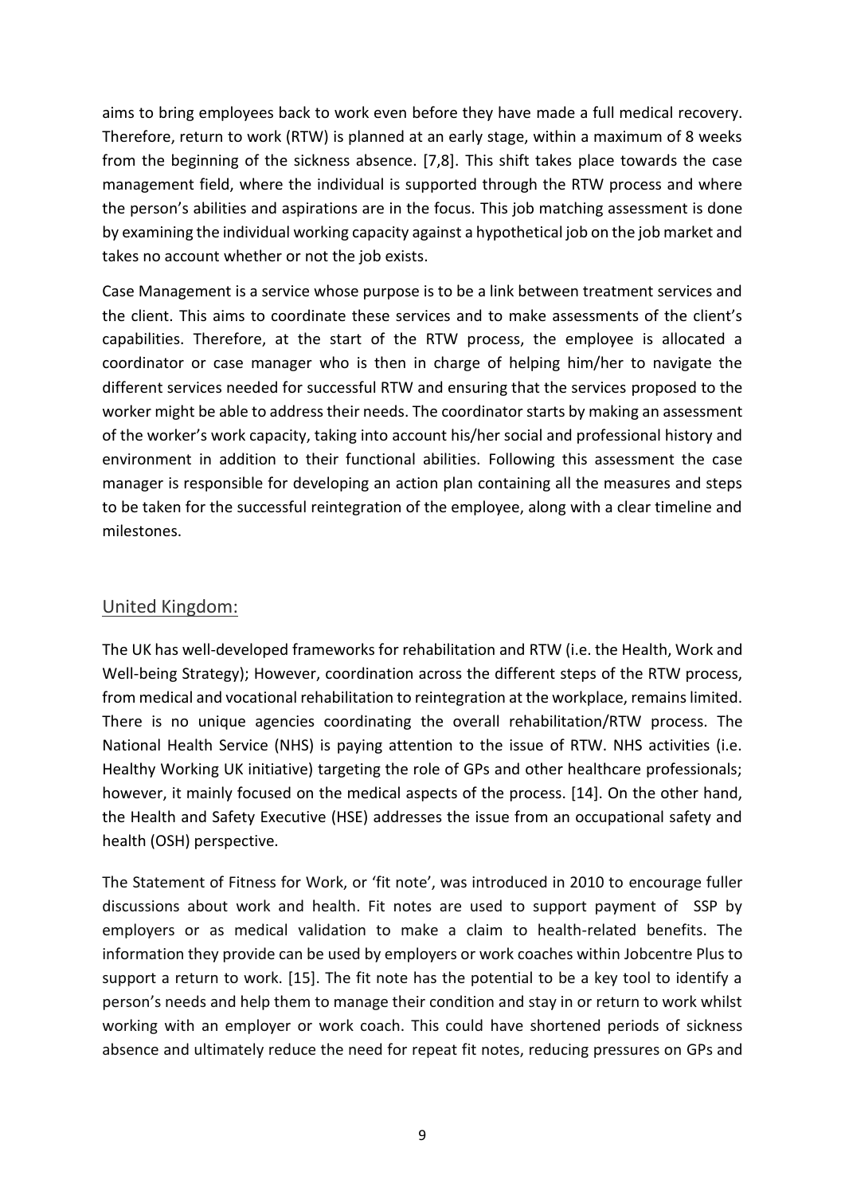aims to bring employees back to work even before they have made a full medical recovery. Therefore, return to work (RTW) is planned at an early stage, within a maximum of 8 weeks from the beginning of the sickness absence. [7,8]. This shift takes place towards the case management field, where the individual is supported through the RTW process and where the person's abilities and aspirations are in the focus. This job matching assessment is done by examining the individual working capacity against a hypothetical job on the job market and takes no account whether or not the job exists.

Case Management is a service whose purpose is to be a link between treatment services and the client. This aims to coordinate these services and to make assessments of the client's capabilities. Therefore, at the start of the RTW process, the employee is allocated a coordinator or case manager who is then in charge of helping him/her to navigate the different services needed for successful RTW and ensuring that the services proposed to the worker might be able to address their needs. The coordinator starts by making an assessment of the worker's work capacity, taking into account his/her social and professional history and environment in addition to their functional abilities. Following this assessment the case manager is responsible for developing an action plan containing all the measures and steps to be taken for the successful reintegration of the employee, along with a clear timeline and milestones.

## United Kingdom:

The UK has well-developed frameworks for rehabilitation and RTW (i.e. the Health, Work and Well-being Strategy); However, coordination across the different steps of the RTW process, from medical and vocational rehabilitation to reintegration at the workplace, remains limited. There is no unique agencies coordinating the overall rehabilitation/RTW process. The National Health Service (NHS) is paying attention to the issue of RTW. NHS activities (i.e. Healthy Working UK initiative) targeting the role of GPs and other healthcare professionals; however, it mainly focused on the medical aspects of the process. [14]. On the other hand, the Health and Safety Executive (HSE) addresses the issue from an occupational safety and health (OSH) perspective.

The Statement of Fitness for Work, or 'fit note', was introduced in 2010 to encourage fuller discussions about work and health. Fit notes are used to support payment of SSP by employers or as medical validation to make a claim to health-related benefits. The information they provide can be used by employers or work coaches within Jobcentre Plus to support a return to work. [15]. The fit note has the potential to be a key tool to identify a person's needs and help them to manage their condition and stay in or return to work whilst working with an employer or work coach. This could have shortened periods of sickness absence and ultimately reduce the need for repeat fit notes, reducing pressures on GPs and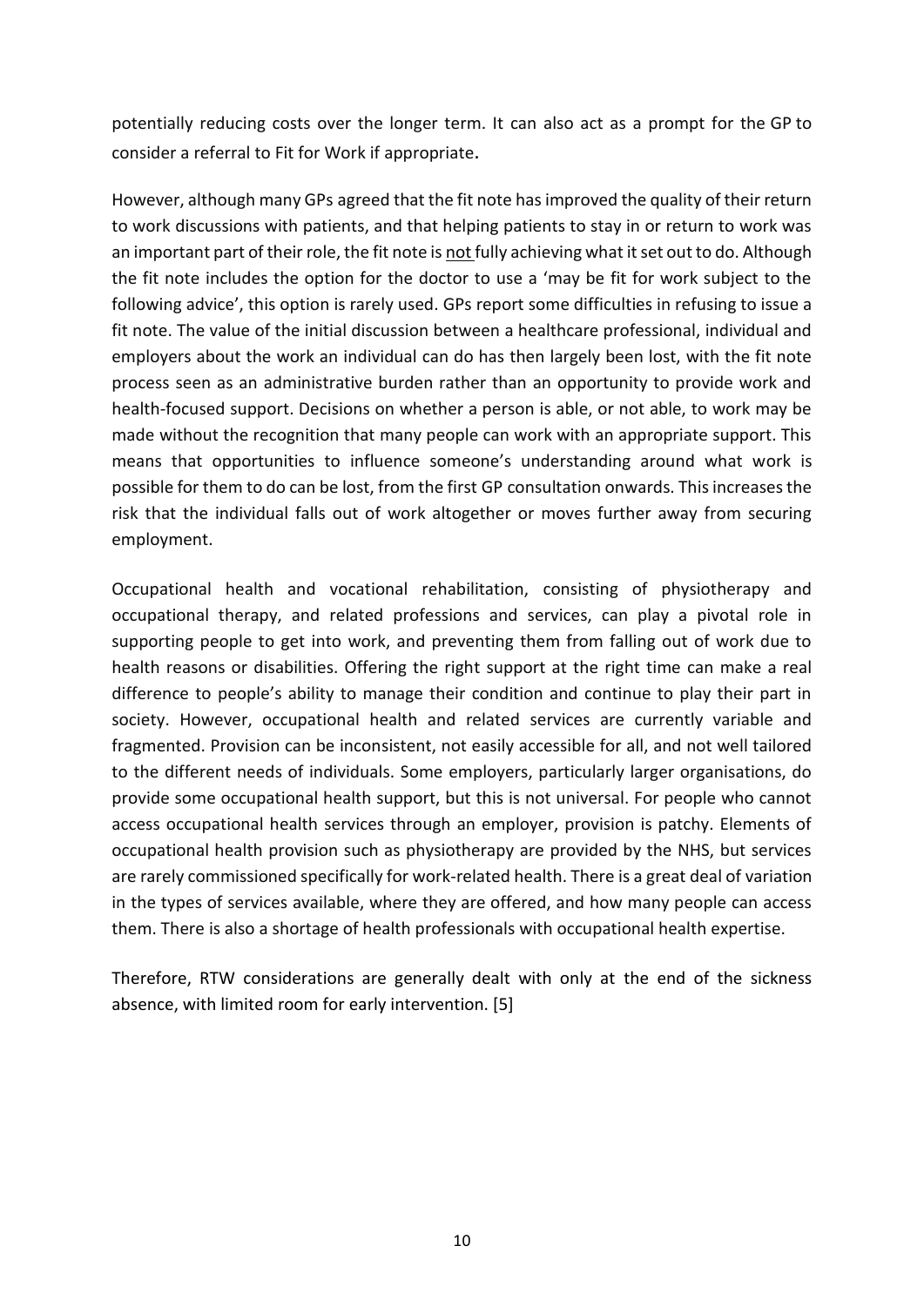potentially reducing costs over the longer term. It can also act as a prompt for the GP to consider a referral to Fit for Work if appropriate.

However, although many GPs agreed that the fit note has improved the quality of their return to work discussions with patients, and that helping patients to stay in or return to work was an important part of their role, the fit note is <u>not</u> fully achieving what it set out to do. Although the fit note includes the option for the doctor to use a 'may be fit for work subject to the following advice', this option is rarely used. GPs report some difficulties in refusing to issue a fit note. The value of the initial discussion between a healthcare professional, individual and employers about the work an individual can do has then largely been lost, with the fit note process seen as an administrative burden rather than an opportunity to provide work and health-focused support. Decisions on whether a person is able, or not able, to work may be made without the recognition that many people can work with an appropriate support. This means that opportunities to influence someone's understanding around what work is possible for them to do can be lost, from the first GP consultation onwards. This increases the risk that the individual falls out of work altogether or moves further away from securing employment.

Occupational health and vocational rehabilitation, consisting of physiotherapy and occupational therapy, and related professions and services, can play a pivotal role in supporting people to get into work, and preventing them from falling out of work due to health reasons or disabilities. Offering the right support at the right time can make a real difference to people's ability to manage their condition and continue to play their part in society. However, occupational health and related services are currently variable and fragmented. Provision can be inconsistent, not easily accessible for all, and not well tailored to the different needs of individuals. Some employers, particularly larger organisations, do provide some occupational health support, but this is not universal. For people who cannot access occupational health services through an employer, provision is patchy. Elements of occupational health provision such as physiotherapy are provided by the NHS, but services are rarely commissioned specifically for work-related health. There is a great deal of variation in the types of services available, where they are offered, and how many people can access them. There is also a shortage of health professionals with occupational health expertise.

Therefore, RTW considerations are generally dealt with only at the end of the sickness absence, with limited room for early intervention. [5]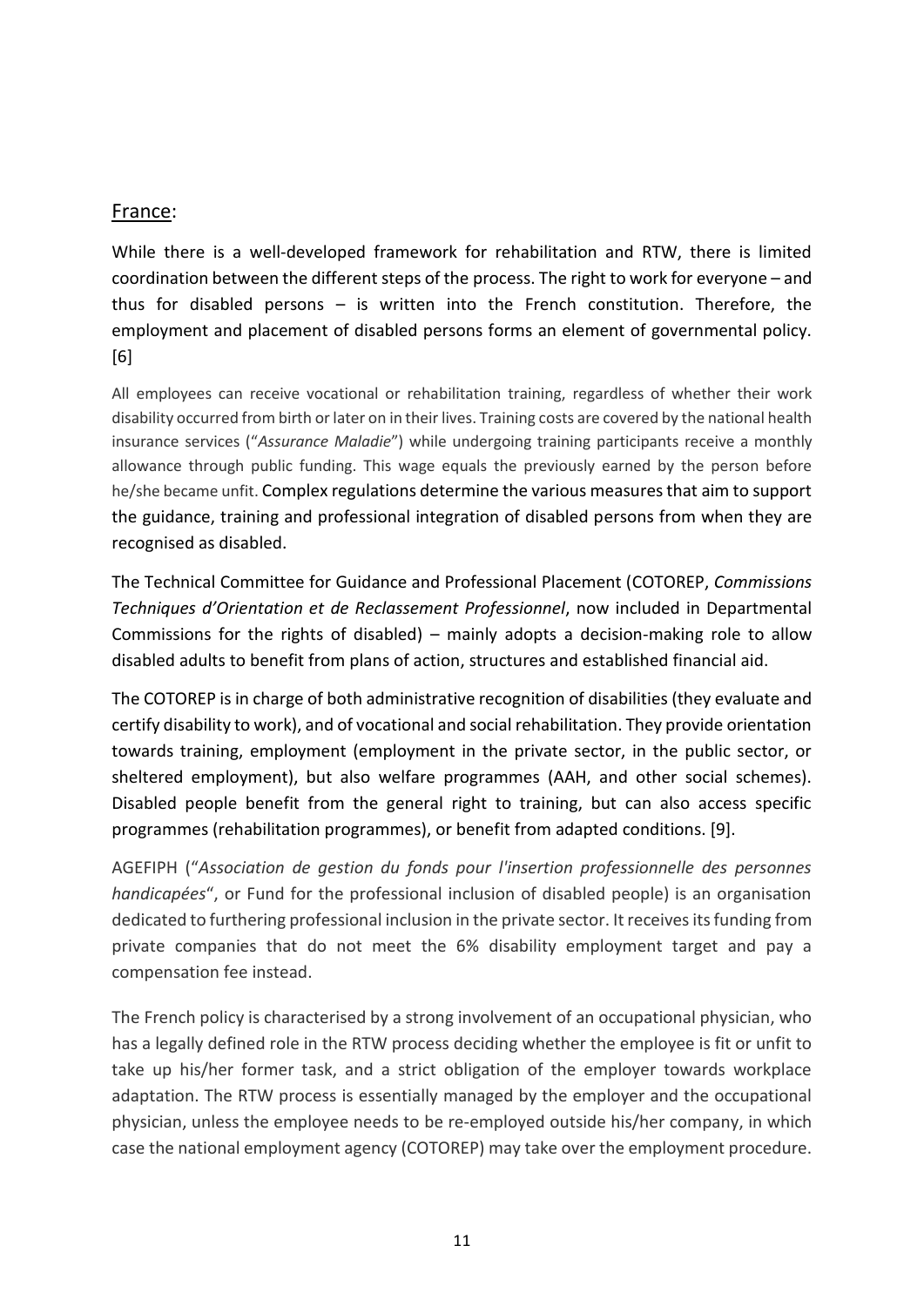## France:

While there is a well-developed framework for rehabilitation and RTW, there is limited coordination between the different steps of the process. The right to work for everyone – and thus for disabled persons – is written into the French constitution. Therefore, the employment and placement of disabled persons forms an element of governmental policy. [6]

All employees can receive vocational or rehabilitation training, regardless of whether their work disability occurred from birth or later on in their lives. Training costs are covered by the national health insurance services ("*Assurance Maladie*") while undergoing training participants receive a monthly allowance through public funding. This wage equals the previously earned by the person before he/she became unfit. Complex regulations determine the various measures that aim to support the guidance, training and professional integration of disabled persons from when they are recognised as disabled.

The Technical Committee for Guidance and Professional Placement (COTOREP, *Commissions Techniques d'Orientation et de Reclassement Professionnel*, now included in Departmental Commissions for the rights of disabled) – mainly adopts a decision-making role to allow disabled adults to benefit from plans of action, structures and established financial aid.

The COTOREP is in charge of both administrative recognition of disabilities (they evaluate and certify disability to work), and of vocational and social rehabilitation. They provide orientation towards training, employment (employment in the private sector, in the public sector, or sheltered employment), but also welfare programmes (AAH, and other social schemes). Disabled people benefit from the general right to training, but can also access specific programmes (rehabilitation programmes), or benefit from adapted conditions. [9].

AGEFIPH ("*Association de gestion du fonds pour l'insertion professionnelle des personnes handicapées*", or Fund for the professional inclusion of disabled people) is an organisation dedicated to furthering professional inclusion in the private sector. It receives its funding from private companies that do not meet the 6% disability employment target and pay a compensation fee instead.

The French policy is characterised by a strong involvement of an occupational physician, who has a legally defined role in the RTW process deciding whether the employee is fit or unfit to take up his/her former task, and a strict obligation of the employer towards workplace adaptation. The RTW process is essentially managed by the employer and the occupational physician, unless the employee needs to be re-employed outside his/her company, in which case the national employment agency (COTOREP) may take over the employment procedure.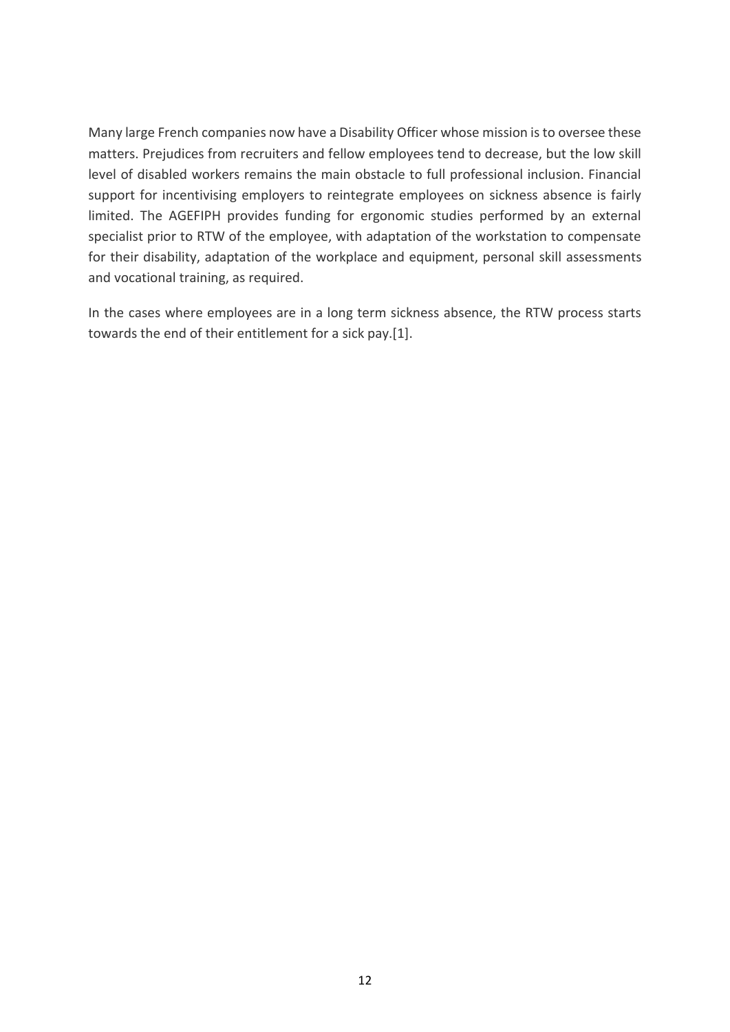Many large French companies now have a Disability Officer whose mission is to oversee these matters. Prejudices from recruiters and fellow employees tend to decrease, but the low skill level of disabled workers remains the main obstacle to full professional inclusion. Financial support for incentivising employers to reintegrate employees on sickness absence is fairly limited. The AGEFIPH provides funding for ergonomic studies performed by an external specialist prior to RTW of the employee, with adaptation of the workstation to compensate for their disability, adaptation of the workplace and equipment, personal skill assessments and vocational training, as required.

In the cases where employees are in a long term sickness absence, the RTW process starts towards the end of their entitlement for a sick pay.[1].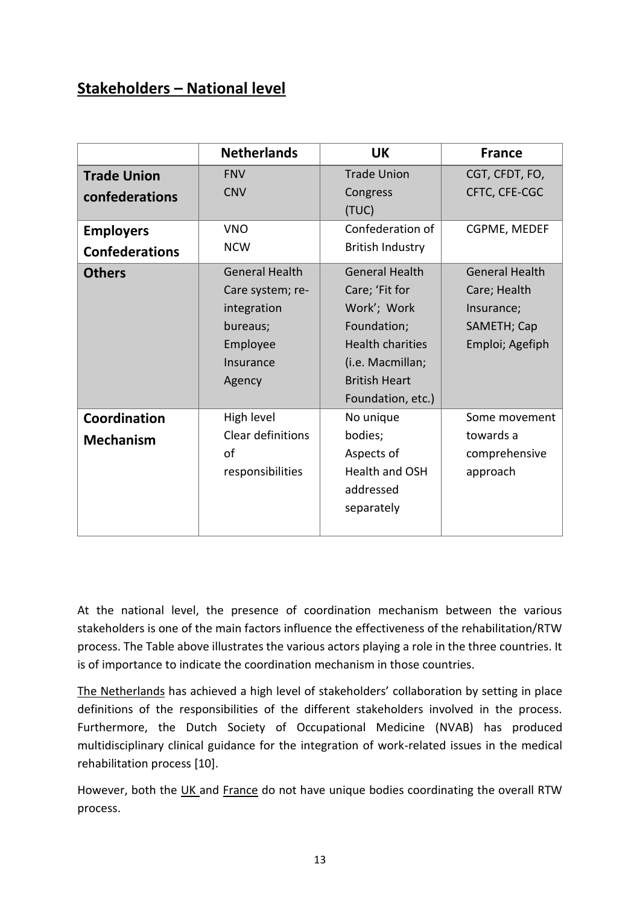## Stakeholders – National level

| | Netherlands | UK | France |
|---|---|---|---|
| **Trade Union confederations** | FNV CNV | Trade Union Congress (TUC) | CGT, CFDT, FO, CFTC, CFE-CGC |
| **Employers Confederations** | VNO NCW | Confederation of British Industry | CGPME, MEDEF |
| **Others** | General Health Care system; re-integration bureaus; Employee Insurance Agency | General Health Care; 'Fit for Work'; Work Foundation; Health charities (i.e. Macmillan; British Heart Foundation, etc.) | General Health Care; Health Insurance; SAMETH; Cap Emploi; Agefiph |
| **Coordination Mechanism** | High level Clear definitions of responsibilities | No unique bodies; Aspects of Health and OSH addressed separately | Some movement towards a comprehensive approach |

At the national level, the presence of coordination mechanism between the various stakeholders is one of the main factors influence the effectiveness of the rehabilitation/RTW process. The Table above illustrates the various actors playing a role in the three countries. It is of importance to indicate the coordination mechanism in those countries.

The Netherlands has achieved a high level of stakeholders' collaboration by setting in place definitions of the responsibilities of the different stakeholders involved in the process. Furthermore, the Dutch Society of Occupational Medicine (NVAB) has produced multidisciplinary clinical guidance for the integration of work-related issues in the medical rehabilitation process [10].

However, both the UK and France do not have unique bodies coordinating the overall RTW process.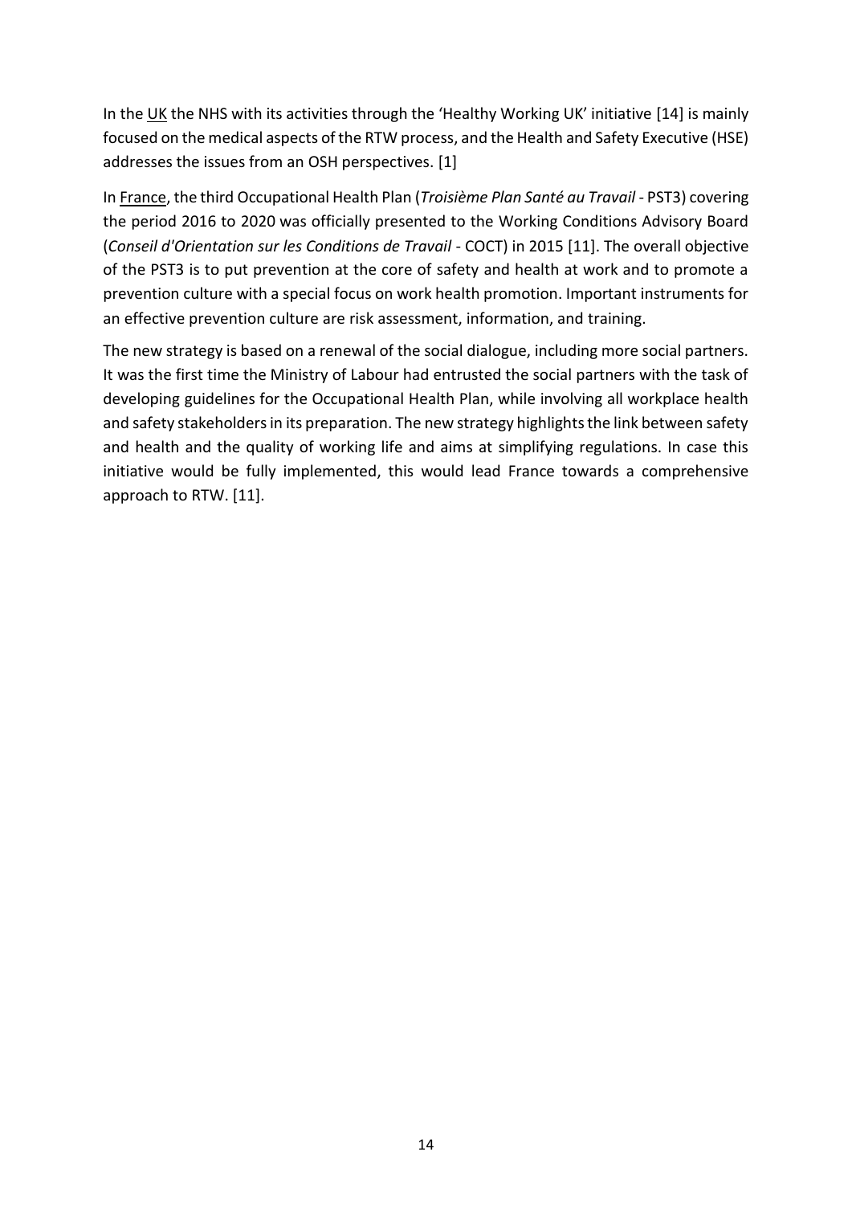In the UK the NHS with its activities through the 'Healthy Working UK' initiative [14] is mainly focused on the medical aspects of the RTW process, and the Health and Safety Executive (HSE) addresses the issues from an OSH perspectives. [1]

In France, the third Occupational Health Plan (*Troisième Plan Santé au Travail* - PST3) covering the period 2016 to 2020 was officially presented to the Working Conditions Advisory Board (*Conseil d'Orientation sur les Conditions de Travail* - COCT) in 2015 [11]. The overall objective of the PST3 is to put prevention at the core of safety and health at work and to promote a prevention culture with a special focus on work health promotion. Important instruments for an effective prevention culture are risk assessment, information, and training.

The new strategy is based on a renewal of the social dialogue, including more social partners. It was the first time the Ministry of Labour had entrusted the social partners with the task of developing guidelines for the Occupational Health Plan, while involving all workplace health and safety stakeholders in its preparation. The new strategy highlights the link between safety and health and the quality of working life and aims at simplifying regulations. In case this initiative would be fully implemented, this would lead France towards a comprehensive approach to RTW. [11].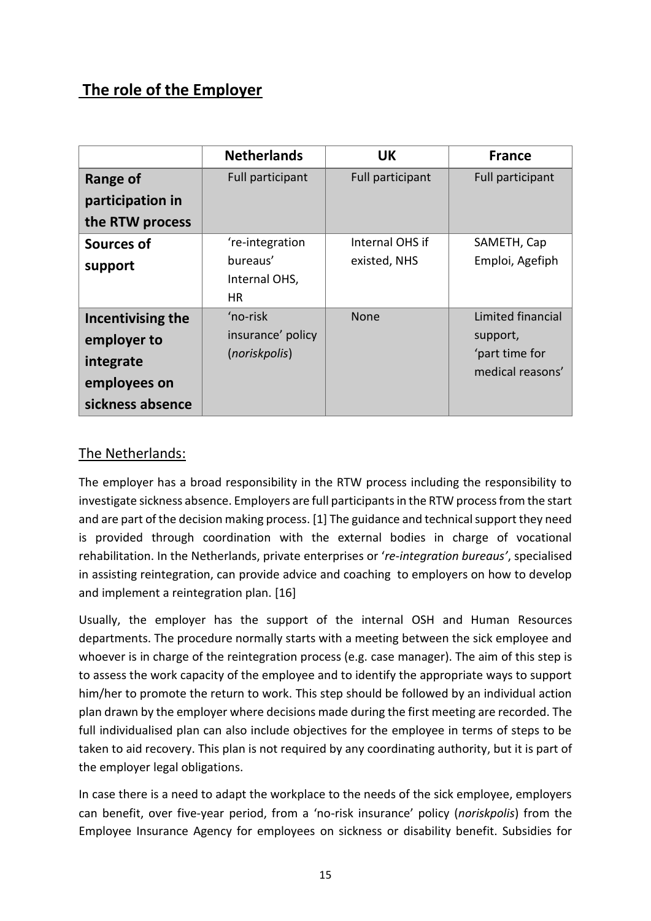## The role of the Employer

| | **Netherlands** | **UK** | **France** |
|---|---|---|---|
| **Range of participation in the RTW process** | Full participant | Full participant | Full participant |
| **Sources of support** | 're-integration bureaus' Internal OHS, HR | Internal OHS if existed, NHS | SAMETH, Cap Emploi, Agefiph |
| **Incentivising the employer to integrate employees on sickness absence** | 'no-risk insurance' policy (*noriskpolis*) | None | Limited financial support, 'part time for medical reasons' |

### The Netherlands:

The employer has a broad responsibility in the RTW process including the responsibility to investigate sickness absence. Employers are full participants in the RTW process from the start and are part of the decision making process. [1] The guidance and technical support they need is provided through coordination with the external bodies in charge of vocational rehabilitation. In the Netherlands, private enterprises or '*re-integration bureaus'*, specialised in assisting reintegration, can provide advice and coaching to employers on how to develop and implement a reintegration plan. [16]

Usually, the employer has the support of the internal OSH and Human Resources departments. The procedure normally starts with a meeting between the sick employee and whoever is in charge of the reintegration process (e.g. case manager). The aim of this step is to assess the work capacity of the employee and to identify the appropriate ways to support him/her to promote the return to work. This step should be followed by an individual action plan drawn by the employer where decisions made during the first meeting are recorded. The full individualised plan can also include objectives for the employee in terms of steps to be taken to aid recovery. This plan is not required by any coordinating authority, but it is part of the employer legal obligations.

In case there is a need to adapt the workplace to the needs of the sick employee, employers can benefit, over five-year period, from a 'no-risk insurance' policy (*noriskpolis*) from the Employee Insurance Agency for employees on sickness or disability benefit. Subsidies for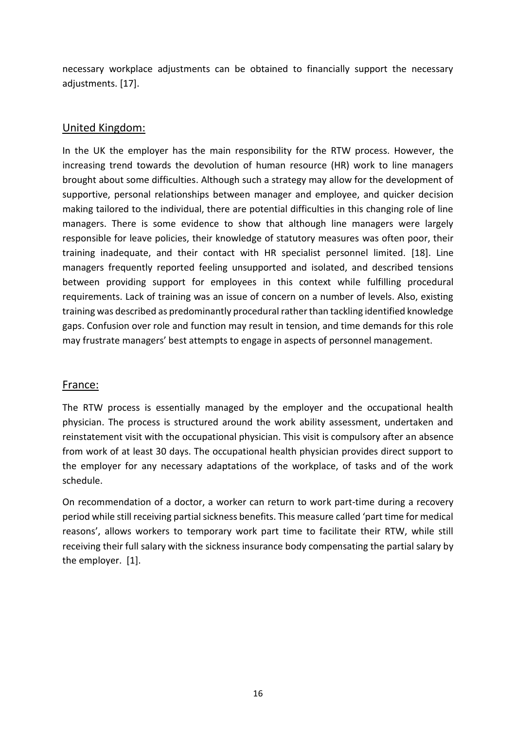necessary workplace adjustments can be obtained to financially support the necessary adjustments. [17].

## United Kingdom:

In the UK the employer has the main responsibility for the RTW process. However, the increasing trend towards the devolution of human resource (HR) work to line managers brought about some difficulties. Although such a strategy may allow for the development of supportive, personal relationships between manager and employee, and quicker decision making tailored to the individual, there are potential difficulties in this changing role of line managers. There is some evidence to show that although line managers were largely responsible for leave policies, their knowledge of statutory measures was often poor, their training inadequate, and their contact with HR specialist personnel limited. [18]. Line managers frequently reported feeling unsupported and isolated, and described tensions between providing support for employees in this context while fulfilling procedural requirements. Lack of training was an issue of concern on a number of levels. Also, existing training was described as predominantly procedural rather than tackling identified knowledge gaps. Confusion over role and function may result in tension, and time demands for this role may frustrate managers' best attempts to engage in aspects of personnel management.

## France:

The RTW process is essentially managed by the employer and the occupational health physician. The process is structured around the work ability assessment, undertaken and reinstatement visit with the occupational physician. This visit is compulsory after an absence from work of at least 30 days. The occupational health physician provides direct support to the employer for any necessary adaptations of the workplace, of tasks and of the work schedule.

On recommendation of a doctor, a worker can return to work part-time during a recovery period while still receiving partial sickness benefits. This measure called 'part time for medical reasons', allows workers to temporary work part time to facilitate their RTW, while still receiving their full salary with the sickness insurance body compensating the partial salary by the employer. [1].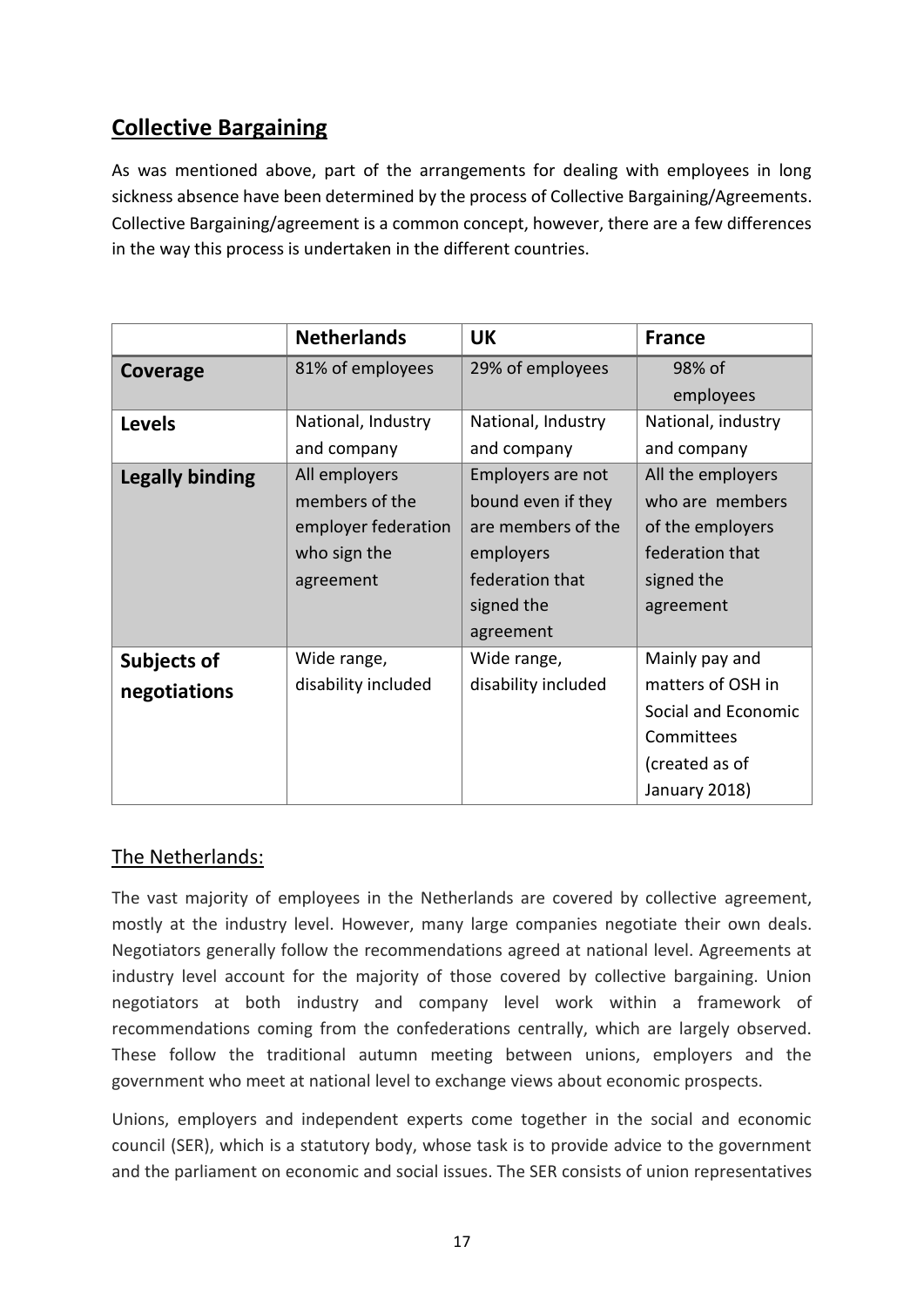## Collective Bargaining

As was mentioned above, part of the arrangements for dealing with employees in long sickness absence have been determined by the process of Collective Bargaining/Agreements. Collective Bargaining/agreement is a common concept, however, there are a few differences in the way this process is undertaken in the different countries.

| | Netherlands | UK | France |
|---|---|---|---|
| **Coverage** | 81% of employees | 29% of employees | 98% of employees |
| **Levels** | National, Industry and company | National, Industry and company | National, industry and company |
| **Legally binding** | All employers members of the employer federation who sign the agreement | Employers are not bound even if they are members of the employers federation that signed the agreement | All the employers who are members of the employers federation that signed the agreement |
| **Subjects of negotiations** | Wide range, disability included | Wide range, disability included | Mainly pay and matters of OSH in Social and Economic Committees (created as of January 2018) |

### The Netherlands:

The vast majority of employees in the Netherlands are covered by collective agreement, mostly at the industry level. However, many large companies negotiate their own deals. Negotiators generally follow the recommendations agreed at national level. Agreements at industry level account for the majority of those covered by collective bargaining. Union negotiators at both industry and company level work within a framework of recommendations coming from the confederations centrally, which are largely observed. These follow the traditional autumn meeting between unions, employers and the government who meet at national level to exchange views about economic prospects.

Unions, employers and independent experts come together in the social and economic council (SER), which is a statutory body, whose task is to provide advice to the government and the parliament on economic and social issues. The SER consists of union representatives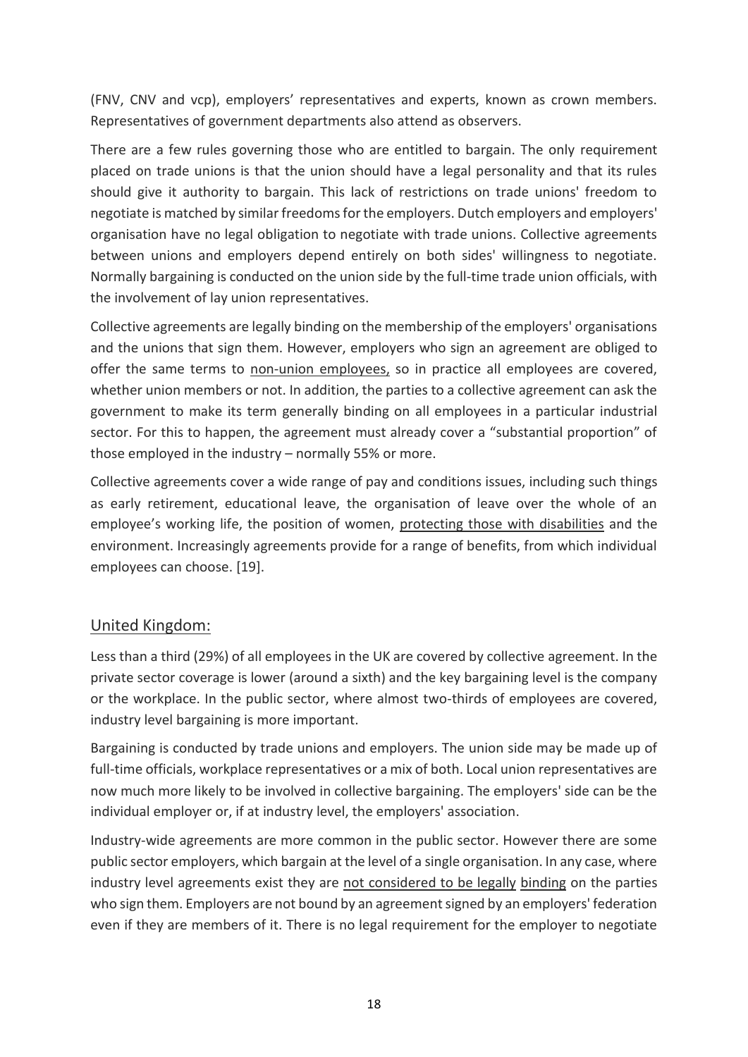(FNV, CNV and vcp), employers' representatives and experts, known as crown members. Representatives of government departments also attend as observers.

There are a few rules governing those who are entitled to bargain. The only requirement placed on trade unions is that the union should have a legal personality and that its rules should give it authority to bargain. This lack of restrictions on trade unions' freedom to negotiate is matched by similar freedoms for the employers. Dutch employers and employers' organisation have no legal obligation to negotiate with trade unions. Collective agreements between unions and employers depend entirely on both sides' willingness to negotiate. Normally bargaining is conducted on the union side by the full-time trade union officials, with the involvement of lay union representatives.

Collective agreements are legally binding on the membership of the employers' organisations and the unions that sign them. However, employers who sign an agreement are obliged to offer the same terms to non-union employees, so in practice all employees are covered, whether union members or not. In addition, the parties to a collective agreement can ask the government to make its term generally binding on all employees in a particular industrial sector. For this to happen, the agreement must already cover a "substantial proportion" of those employed in the industry – normally 55% or more.

Collective agreements cover a wide range of pay and conditions issues, including such things as early retirement, educational leave, the organisation of leave over the whole of an employee's working life, the position of women, protecting those with disabilities and the environment. Increasingly agreements provide for a range of benefits, from which individual employees can choose. [19].

## United Kingdom:

Less than a third (29%) of all employees in the UK are covered by collective agreement. In the private sector coverage is lower (around a sixth) and the key bargaining level is the company or the workplace. In the public sector, where almost two-thirds of employees are covered, industry level bargaining is more important.

Bargaining is conducted by trade unions and employers. The union side may be made up of full-time officials, workplace representatives or a mix of both. Local union representatives are now much more likely to be involved in collective bargaining. The employers' side can be the individual employer or, if at industry level, the employers' association.

Industry-wide agreements are more common in the public sector. However there are some public sector employers, which bargain at the level of a single organisation. In any case, where industry level agreements exist they are not considered to be legally binding on the parties who sign them. Employers are not bound by an agreement signed by an employers' federation even if they are members of it. There is no legal requirement for the employer to negotiate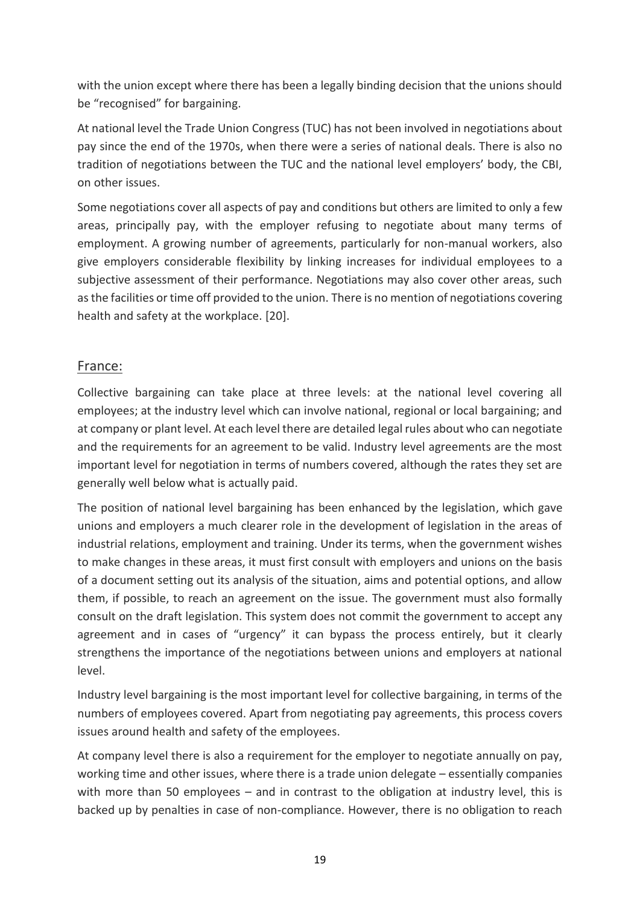with the union except where there has been a legally binding decision that the unions should be "recognised" for bargaining.

At national level the Trade Union Congress (TUC) has not been involved in negotiations about pay since the end of the 1970s, when there were a series of national deals. There is also no tradition of negotiations between the TUC and the national level employers' body, the CBI, on other issues.

Some negotiations cover all aspects of pay and conditions but others are limited to only a few areas, principally pay, with the employer refusing to negotiate about many terms of employment. A growing number of agreements, particularly for non-manual workers, also give employers considerable flexibility by linking increases for individual employees to a subjective assessment of their performance. Negotiations may also cover other areas, such as the facilities or time off provided to the union. There is no mention of negotiations covering health and safety at the workplace. [20].

## France:

Collective bargaining can take place at three levels: at the national level covering all employees; at the industry level which can involve national, regional or local bargaining; and at company or plant level. At each level there are detailed legal rules about who can negotiate and the requirements for an agreement to be valid. Industry level agreements are the most important level for negotiation in terms of numbers covered, although the rates they set are generally well below what is actually paid.

The position of national level bargaining has been enhanced by the legislation, which gave unions and employers a much clearer role in the development of legislation in the areas of industrial relations, employment and training. Under its terms, when the government wishes to make changes in these areas, it must first consult with employers and unions on the basis of a document setting out its analysis of the situation, aims and potential options, and allow them, if possible, to reach an agreement on the issue. The government must also formally consult on the draft legislation. This system does not commit the government to accept any agreement and in cases of "urgency" it can bypass the process entirely, but it clearly strengthens the importance of the negotiations between unions and employers at national level.

Industry level bargaining is the most important level for collective bargaining, in terms of the numbers of employees covered. Apart from negotiating pay agreements, this process covers issues around health and safety of the employees.

At company level there is also a requirement for the employer to negotiate annually on pay, working time and other issues, where there is a trade union delegate – essentially companies with more than 50 employees – and in contrast to the obligation at industry level, this is backed up by penalties in case of non-compliance. However, there is no obligation to reach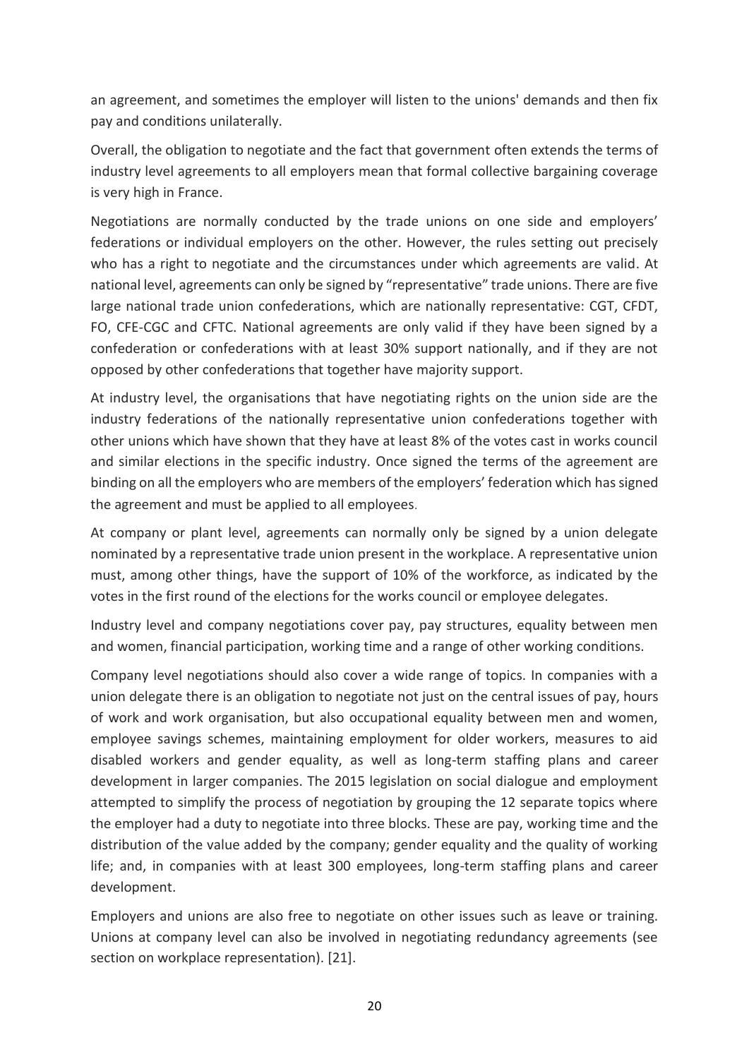an agreement, and sometimes the employer will listen to the unions' demands and then fix pay and conditions unilaterally.

Overall, the obligation to negotiate and the fact that government often extends the terms of industry level agreements to all employers mean that formal collective bargaining coverage is very high in France.

Negotiations are normally conducted by the trade unions on one side and employers' federations or individual employers on the other. However, the rules setting out precisely who has a right to negotiate and the circumstances under which agreements are valid. At national level, agreements can only be signed by "representative" trade unions. There are five large national trade union confederations, which are nationally representative: CGT, CFDT, FO, CFE-CGC and CFTC. National agreements are only valid if they have been signed by a confederation or confederations with at least 30% support nationally, and if they are not opposed by other confederations that together have majority support.

At industry level, the organisations that have negotiating rights on the union side are the industry federations of the nationally representative union confederations together with other unions which have shown that they have at least 8% of the votes cast in works council and similar elections in the specific industry. Once signed the terms of the agreement are binding on all the employers who are members of the employers' federation which has signed the agreement and must be applied to all employees.

At company or plant level, agreements can normally only be signed by a union delegate nominated by a representative trade union present in the workplace. A representative union must, among other things, have the support of 10% of the workforce, as indicated by the votes in the first round of the elections for the works council or employee delegates.

Industry level and company negotiations cover pay, pay structures, equality between men and women, financial participation, working time and a range of other working conditions.

Company level negotiations should also cover a wide range of topics. In companies with a union delegate there is an obligation to negotiate not just on the central issues of pay, hours of work and work organisation, but also occupational equality between men and women, employee savings schemes, maintaining employment for older workers, measures to aid disabled workers and gender equality, as well as long-term staffing plans and career development in larger companies. The 2015 legislation on social dialogue and employment attempted to simplify the process of negotiation by grouping the 12 separate topics where the employer had a duty to negotiate into three blocks. These are pay, working time and the distribution of the value added by the company; gender equality and the quality of working life; and, in companies with at least 300 employees, long-term staffing plans and career development.

Employers and unions are also free to negotiate on other issues such as leave or training. Unions at company level can also be involved in negotiating redundancy agreements (see section on workplace representation). [21].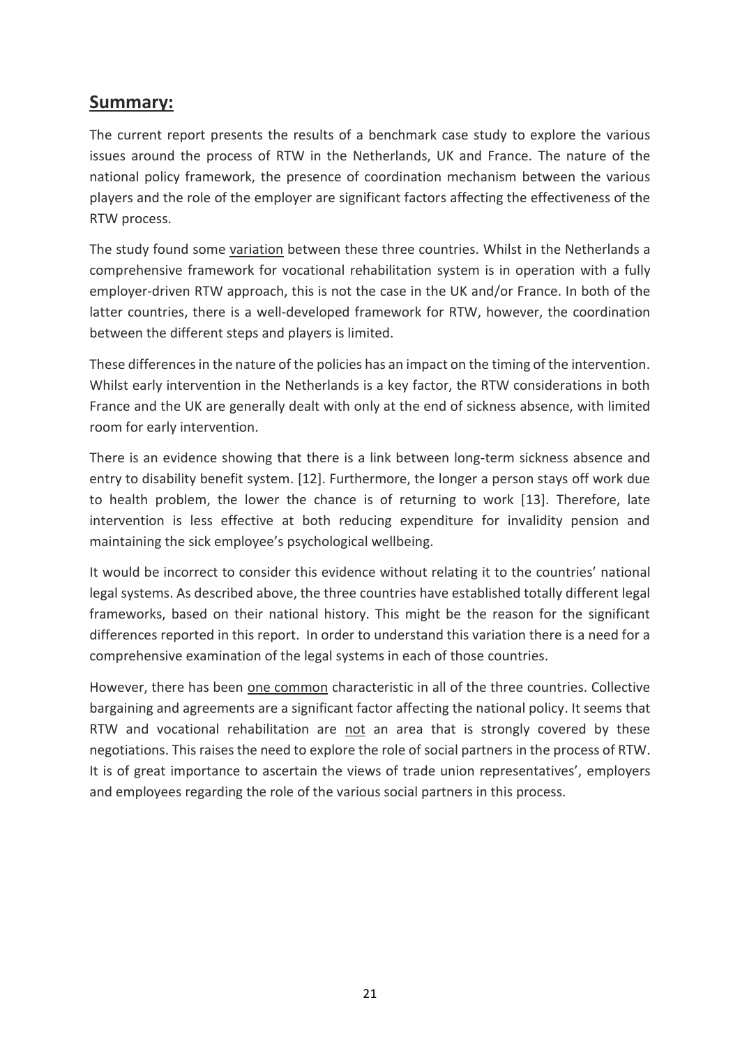## Summary:

The current report presents the results of a benchmark case study to explore the various issues around the process of RTW in the Netherlands, UK and France. The nature of the national policy framework, the presence of coordination mechanism between the various players and the role of the employer are significant factors affecting the effectiveness of the RTW process.

The study found some <u>variation</u> between these three countries. Whilst in the Netherlands a comprehensive framework for vocational rehabilitation system is in operation with a fully employer-driven RTW approach, this is not the case in the UK and/or France. In both of the latter countries, there is a well-developed framework for RTW, however, the coordination between the different steps and players is limited.

These differences in the nature of the policies has an impact on the timing of the intervention. Whilst early intervention in the Netherlands is a key factor, the RTW considerations in both France and the UK are generally dealt with only at the end of sickness absence, with limited room for early intervention.

There is an evidence showing that there is a link between long-term sickness absence and entry to disability benefit system. [12]. Furthermore, the longer a person stays off work due to health problem, the lower the chance is of returning to work [13]. Therefore, late intervention is less effective at both reducing expenditure for invalidity pension and maintaining the sick employee's psychological wellbeing.

It would be incorrect to consider this evidence without relating it to the countries' national legal systems. As described above, the three countries have established totally different legal frameworks, based on their national history. This might be the reason for the significant differences reported in this report. In order to understand this variation there is a need for a comprehensive examination of the legal systems in each of those countries.

However, there has been <u>one common</u> characteristic in all of the three countries. Collective bargaining and agreements are a significant factor affecting the national policy. It seems that RTW and vocational rehabilitation are <u>not</u> an area that is strongly covered by these negotiations. This raises the need to explore the role of social partners in the process of RTW. It is of great importance to ascertain the views of trade union representatives', employers and employees regarding the role of the various social partners in this process.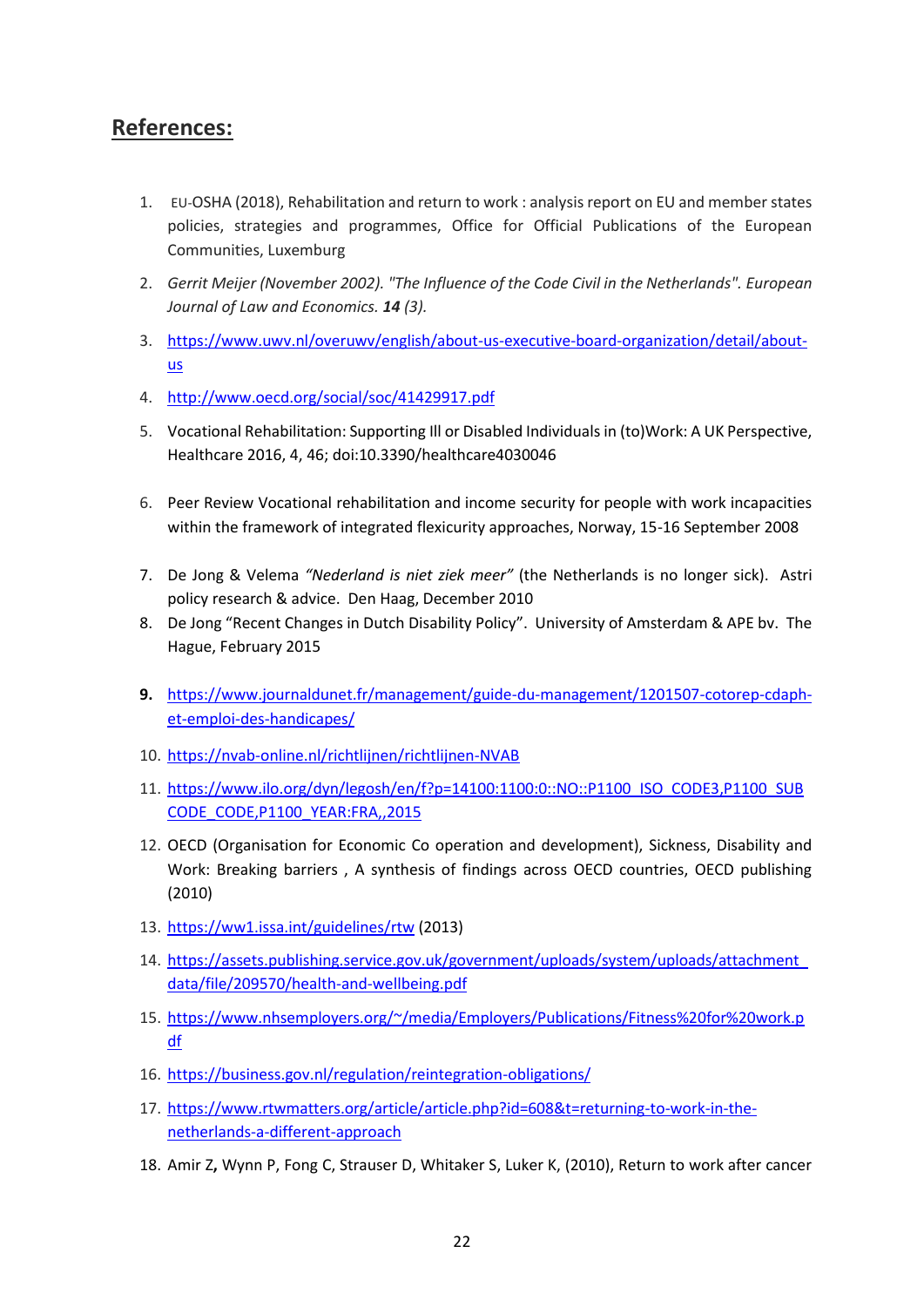## References:

1. EU-OSHA (2018), Rehabilitation and return to work : analysis report on EU and member states policies, strategies and programmes, Office for Official Publications of the European Communities, Luxemburg
2. *Gerrit Meijer (November 2002). "The Influence of the Code Civil in the Netherlands". European Journal of Law and Economics.* ***14*** *(3).*
3. https://www.uwv.nl/overuwv/english/about-us-executive-board-organization/detail/about-us
4. http://www.oecd.org/social/soc/41429917.pdf
5. Vocational Rehabilitation: Supporting Ill or Disabled Individuals in (to)Work: A UK Perspective, Healthcare 2016, 4, 46; doi:10.3390/healthcare4030046
6. Peer Review Vocational rehabilitation and income security for people with work incapacities within the framework of integrated flexicurity approaches, Norway, 15-16 September 2008
7. De Jong & Velema *"Nederland is niet ziek meer"* (the Netherlands is no longer sick). Astri policy research & advice. Den Haag, December 2010
8. De Jong "Recent Changes in Dutch Disability Policy". University of Amsterdam & APE bv. The Hague, February 2015
9. https://www.journaldunet.fr/management/guide-du-management/1201507-cotorep-cdaph-et-emploi-des-handicapes/
10. https://nvab-online.nl/richtlijnen/richtlijnen-NVAB
11. https://www.ilo.org/dyn/legosh/en/f?p=14100:1100:0::NO::P1100_ISO_CODE3,P1100_SUBCODE_CODE,P1100_YEAR:FRA,,2015
12. OECD (Organisation for Economic Co operation and development), Sickness, Disability and Work: Breaking barriers , A synthesis of findings across OECD countries, OECD publishing (2010)
13. https://ww1.issa.int/guidelines/rtw (2013)
14. https://assets.publishing.service.gov.uk/government/uploads/system/uploads/attachment_data/file/209570/health-and-wellbeing.pdf
15. https://www.nhsemployers.org/~/media/Employers/Publications/Fitness%20for%20work.pdf
16. https://business.gov.nl/regulation/reintegration-obligations/
17. https://www.rtwmatters.org/article/article.php?id=608&t=returning-to-work-in-the-netherlands-a-different-approach
18. Amir Z**,** Wynn P, Fong C, Strauser D, Whitaker S, Luker K, (2010), Return to work after cancer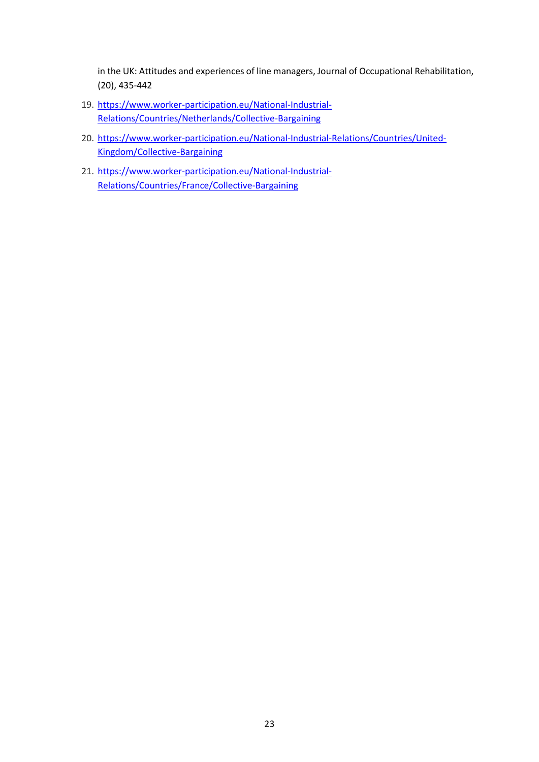in the UK: Attitudes and experiences of line managers, Journal of Occupational Rehabilitation, (20), 435-442

19. https://www.worker-participation.eu/National-Industrial-Relations/Countries/Netherlands/Collective-Bargaining
20. https://www.worker-participation.eu/National-Industrial-Relations/Countries/United-Kingdom/Collective-Bargaining
21. https://www.worker-participation.eu/National-Industrial-Relations/Countries/France/Collective-Bargaining